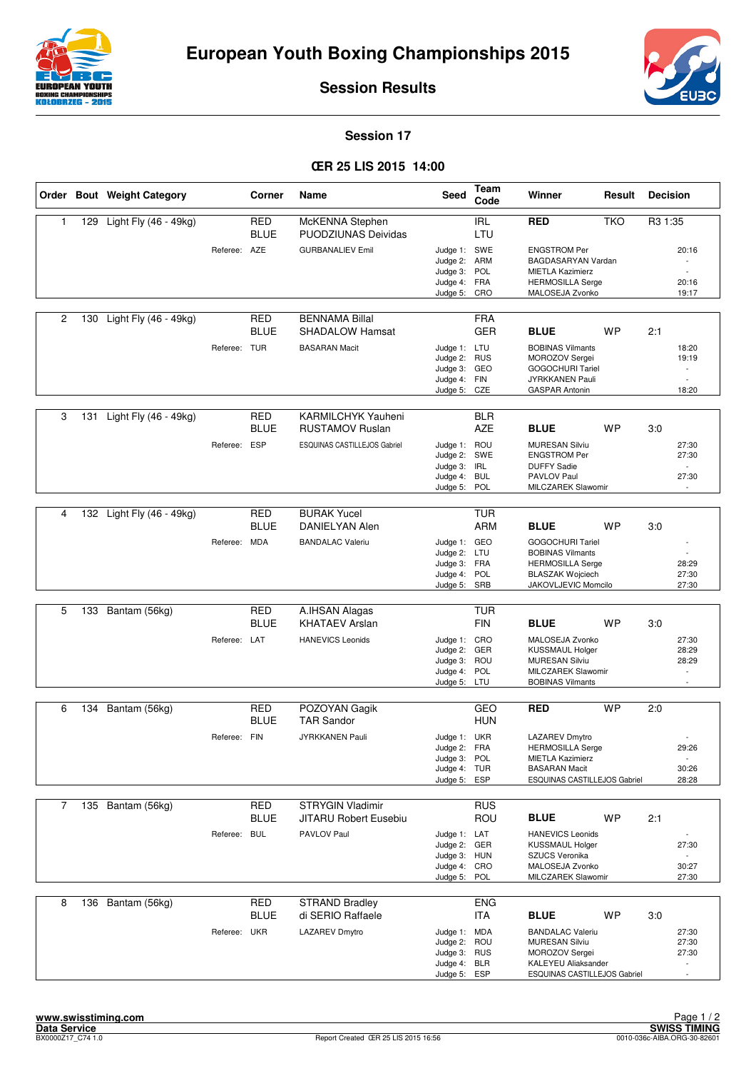# European Youth Boxing Championships 2015

## Session Results

### Session 17

### ŒR 25 LIS 2015 14:00

| Order | Bout | Weight Category | Corner | Name | Seed | Team Code | Winner | Result | Decision |
|---|---|---|---|---|---|---|---|---|---|
| 1 | 129 | Light Fly (46 - 49kg) | RED | McKENNA Stephen | | IRL | RED | TKO | R3 1:35 |
| | | | BLUE | PUODZIUNAS Deividas | | LTU | | | |
| | | Referee: AZE | | GURBANALIEV Emil | Judge 1: | SWE | ENGSTROM Per | | 20:16 |
| | | | | | Judge 2: | ARM | BAGDASARYAN Vardan | | - |
| | | | | | Judge 3: | POL | MIETLA Kazimierz | | - |
| | | | | | Judge 4: | FRA | HERMOSILLA Serge | | 20:16 |
| | | | | | Judge 5: | CRO | MALOSEJA Zvonko | | 19:17 |
| 2 | 130 | Light Fly (46 - 49kg) | RED | BENNAMA Billal | | FRA | | | |
| | | | BLUE | SHADALOW Hamsat | | GER | BLUE | WP | 2:1 |
| | | Referee: TUR | | BASARAN Macit | Judge 1: | LTU | BOBINAS Vilmants | | 18:20 |
| | | | | | Judge 2: | RUS | MOROZOV Sergei | | 19:19 |
| | | | | | Judge 3: | GEO | GOGOCHURI Tariel | | - |
| | | | | | Judge 4: | FIN | JYRKKANEN Pauli | | - |
| | | | | | Judge 5: | CZE | GASPAR Antonin | | 18:20 |
| 3 | 131 | Light Fly (46 - 49kg) | RED | KARMILCHYK Yauheni | | BLR | | | |
| | | | BLUE | RUSTAMOV Ruslan | | AZE | BLUE | WP | 3:0 |
| | | Referee: ESP | | ESQUINAS CASTILLEJOS Gabriel | Judge 1: | ROU | MURESAN Silviu | | 27:30 |
| | | | | | Judge 2: | SWE | ENGSTROM Per | | 27:30 |
| | | | | | Judge 3: | IRL | DUFFY Sadie | | - |
| | | | | | Judge 4: | BUL | PAVLOV Paul | | 27:30 |
| | | | | | Judge 5: | POL | MILCZAREK Slawomir | | - |
| 4 | 132 | Light Fly (46 - 49kg) | RED | BURAK Yucel | | TUR | | | |
| | | | BLUE | DANIELYAN Alen | | ARM | BLUE | WP | 3:0 |
| | | Referee: MDA | | BANDALAC Valeriu | Judge 1: | GEO | GOGOCHURI Tariel | | - |
| | | | | | Judge 2: | LTU | BOBINAS Vilmants | | - |
| | | | | | Judge 3: | FRA | HERMOSILLA Serge | | 28:29 |
| | | | | | Judge 4: | POL | BLASZAK Wojciech | | 27:30 |
| | | | | | Judge 5: | SRB | JAKOVLJEVIC Momcilo | | 27:30 |
| 5 | 133 | Bantam (56kg) | RED | A.IHSAN Alagas | | TUR | | | |
| | | | BLUE | KHATAEV Arslan | | FIN | BLUE | WP | 3:0 |
| | | Referee: LAT | | HANEVICS Leonids | Judge 1: | CRO | MALOSEJA Zvonko | | 27:30 |
| | | | | | Judge 2: | GER | KUSSMAUL Holger | | 28:29 |
| | | | | | Judge 3: | ROU | MURESAN Silviu | | 28:29 |
| | | | | | Judge 4: | POL | MILCZAREK Slawomir | | - |
| | | | | | Judge 5: | LTU | BOBINAS Vilmants | | - |
| 6 | 134 | Bantam (56kg) | RED | POZOYAN Gagik | | GEO | RED | WP | 2:0 |
| | | | BLUE | TAR Sandor | | HUN | | | |
| | | Referee: FIN | | JYRKKANEN Pauli | Judge 1: | UKR | LAZAREV Dmytro | | - |
| | | | | | Judge 2: | FRA | HERMOSILLA Serge | | 29:26 |
| | | | | | Judge 3: | POL | MIETLA Kazimierz | | - |
| | | | | | Judge 4: | TUR | BASARAN Macit | | 30:26 |
| | | | | | Judge 5: | ESP | ESQUINAS CASTILLEJOS Gabriel | | 28:28 |
| 7 | 135 | Bantam (56kg) | RED | STRYGIN Vladimir | | RUS | | | |
| | | | BLUE | JITARU Robert Eusebiu | | ROU | BLUE | WP | 2:1 |
| | | Referee: BUL | | PAVLOV Paul | Judge 1: | LAT | HANEVICS Leonids | | - |
| | | | | | Judge 2: | GER | KUSSMAUL Holger | | 27:30 |
| | | | | | Judge 3: | HUN | SZUCS Veronika | | - |
| | | | | | Judge 4: | CRO | MALOSEJA Zvonko | | 30:27 |
| | | | | | Judge 5: | POL | MILCZAREK Slawomir | | 27:30 |
| 8 | 136 | Bantam (56kg) | RED | STRAND Bradley | | ENG | | | |
| | | | BLUE | di SERIO Raffaele | | ITA | BLUE | WP | 3:0 |
| | | Referee: UKR | | LAZAREV Dmytro | Judge 1: | MDA | BANDALAC Valeriu | | 27:30 |
| | | | | | Judge 2: | ROU | MURESAN Silviu | | 27:30 |
| | | | | | Judge 3: | RUS | MOROZOV Sergei | | 27:30 |
| | | | | | Judge 4: | BLR | KALEYEU Aliaksander | | - |
| | | | | | Judge 5: | ESP | ESQUINAS CASTILLEJOS Gabriel | | - |

www.swisstiming.com
Data Service
BX0000Z17_C74 1.0
Report Created ŒR 25 LIS 2015 16:56
SWISS TIMING
0010-036c-AIBA.ORG-30-82601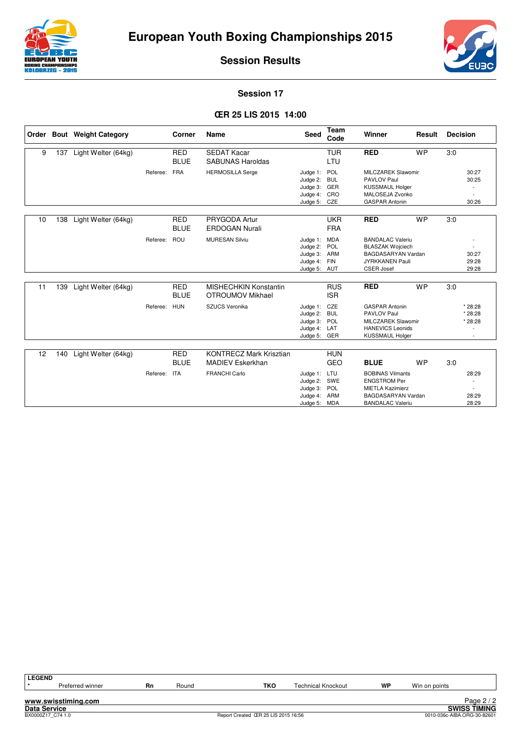# European Youth Boxing Championships 2015

## Session Results

### Session 17

### ŒR 25 LIS 2015 14:00

| Order | Bout | Weight Category | Corner | Name | Seed | Team Code | Winner | Result | Decision |
|---|---|---|---|---|---|---|---|---|---|
| 9 | 137 | Light Welter (64kg) | RED | SEDAT Kacar | | TUR | **RED** | WP | 3:0 |
| | | | BLUE | SABUNAS Haroldas | | LTU | | | |
| | | Referee: FRA | | HERMOSILLA Serge | Judge 1: | POL | MILCZAREK Slawomir | | 30:27 |
| | | | | | Judge 2: | BUL | PAVLOV Paul | | 30:25 |
| | | | | | Judge 3: | GER | KUSSMAUL Holger | | - |
| | | | | | Judge 4: | CRO | MALOSEJA Zvonko | | - |
| | | | | | Judge 5: | CZE | GASPAR Antonin | | 30:26 |
| 10 | 138 | Light Welter (64kg) | RED | PRYGODA Artur | | UKR | **RED** | WP | 3:0 |
| | | | BLUE | ERDOGAN Nurali | | FRA | | | |
| | | Referee: ROU | | MURESAN Silviu | Judge 1: | MDA | BANDALAC Valeriu | | - |
| | | | | | Judge 2: | POL | BLASZAK Wojciech | | - |
| | | | | | Judge 3: | ARM | BAGDASARYAN Vardan | | 30:27 |
| | | | | | Judge 4: | FIN | JYRKKANEN Pauli | | 29:28 |
| | | | | | Judge 5: | AUT | CSER Josef | | 29:28 |
| 11 | 139 | Light Welter (64kg) | RED | MISHECHKIN Konstantin | | RUS | **RED** | WP | 3:0 |
| | | | BLUE | OTROUMOV Mikhael | | ISR | | | |
| | | Referee: HUN | | SZUCS Veronika | Judge 1: | CZE | GASPAR Antonin | | * 28:28 |
| | | | | | Judge 2: | BUL | PAVLOV Paul | | * 28:28 |
| | | | | | Judge 3: | POL | MILCZAREK Slawomir | | * 28:28 |
| | | | | | Judge 4: | LAT | HANEVICS Leonids | | - |
| | | | | | Judge 5: | GER | KUSSMAUL Holger | | - |
| 12 | 140 | Light Welter (64kg) | RED | KONTRECZ Mark Krisztian | | HUN | | | |
| | | | BLUE | MADIEV Eskerkhan | | GEO | **BLUE** | WP | 3:0 |
| | | Referee: ITA | | FRANCHI Carlo | Judge 1: | LTU | BOBINAS Vilmants | | 28:29 |
| | | | | | Judge 2: | SWE | ENGSTROM Per | | - |
| | | | | | Judge 3: | POL | MIETLA Kazimierz | | - |
| | | | | | Judge 4: | ARM | BAGDASARYAN Vardan | | 28:29 |
| | | | | | Judge 5: | MDA | BANDALAC Valeriu | | 28:29 |

**LEGEND**

| | | | | | |
|---|---|---|---|---|---|
| * Preferred winner | Rn | Round | TKO | Technical Knockout | WP Win on points |

www.swisstiming.com
Data Service
BX0000Z17_C74 1.0
Report Created ŒR 25 LIS 2015 16:56
SWISS TIMING
0010-036c-AIBA.ORG-30-82601